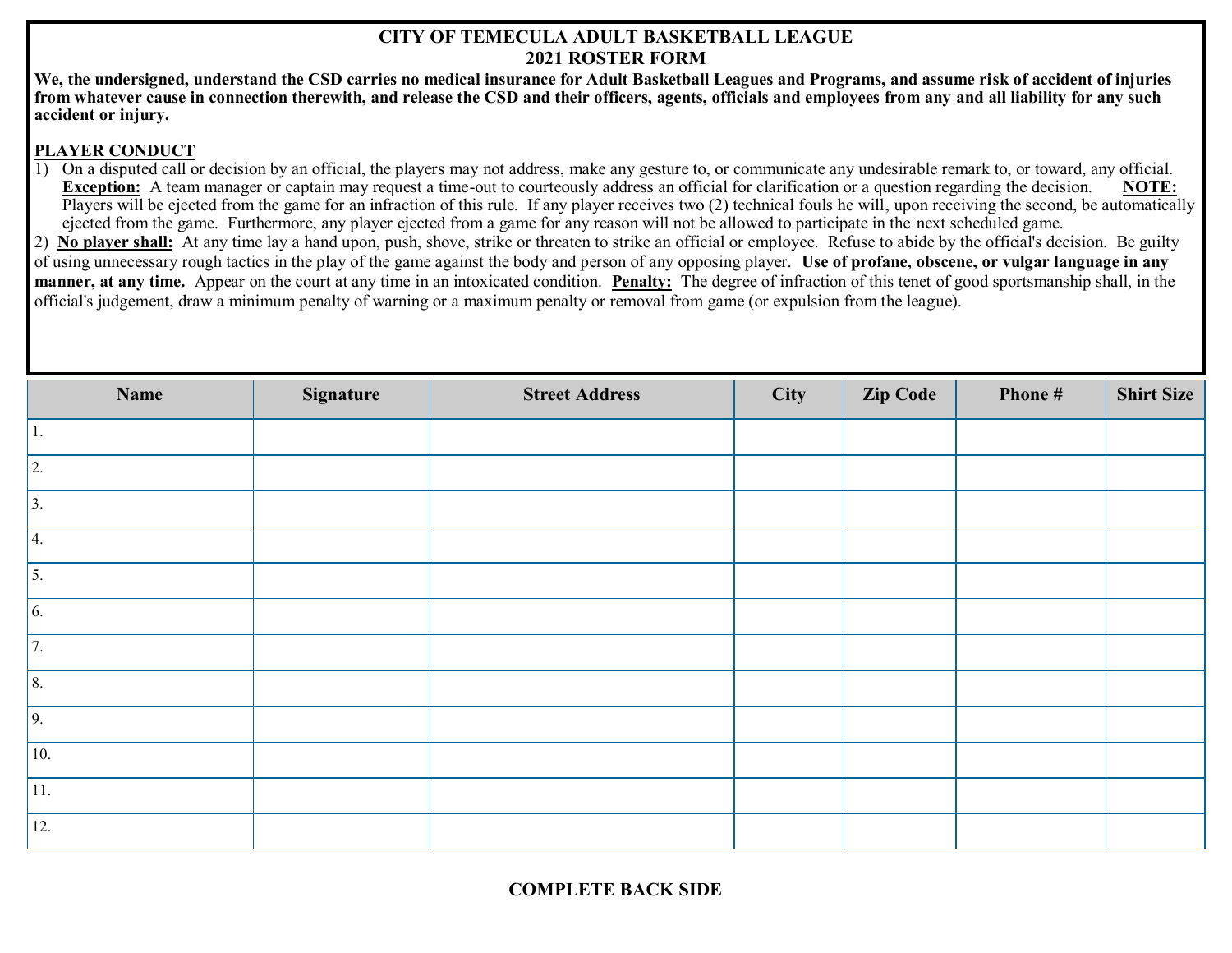# CITY OF TEMECULA ADULT BASKETBALL LEAGUE
## 2021 ROSTER FORM

**We, the undersigned, understand the CSD carries no medical insurance for Adult Basketball Leagues and Programs, and assume risk of accident of injuries from whatever cause in connection therewith, and release the CSD and their officers, agents, officials and employees from any and all liability for any such accident or injury.**

**PLAYER CONDUCT**

1) On a disputed call or decision by an official, the players may not address, make any gesture to, or communicate any undesirable remark to, or toward, any official. **Exception:** A team manager or captain may request a time-out to courteously address an official for clarification or a question regarding the decision. **NOTE:** Players will be ejected from the game for an infraction of this rule. If any player receives two (2) technical fouls he will, upon receiving the second, be automatically ejected from the game. Furthermore, any player ejected from a game for any reason will not be allowed to participate in the next scheduled game.

2) **No player shall:** At any time lay a hand upon, push, shove, strike or threaten to strike an official or employee. Refuse to abide by the official's decision. Be guilty of using unnecessary rough tactics in the play of the game against the body and person of any opposing player. **Use of profane, obscene, or vulgar language in any manner, at any time.** Appear on the court at any time in an intoxicated condition. **Penalty:** The degree of infraction of this tenet of good sportsmanship shall, in the official's judgement, draw a minimum penalty of warning or a maximum penalty or removal from game (or expulsion from the league).

| Name | Signature | Street Address | City | Zip Code | Phone # | Shirt Size |
|---|---|---|---|---|---|---|
| 1. | | | | | | |
| 2. | | | | | | |
| 3. | | | | | | |
| 4. | | | | | | |
| 5. | | | | | | |
| 6. | | | | | | |
| 7. | | | | | | |
| 8. | | | | | | |
| 9. | | | | | | |
| 10. | | | | | | |
| 11. | | | | | | |
| 12. | | | | | | |

**COMPLETE BACK SIDE**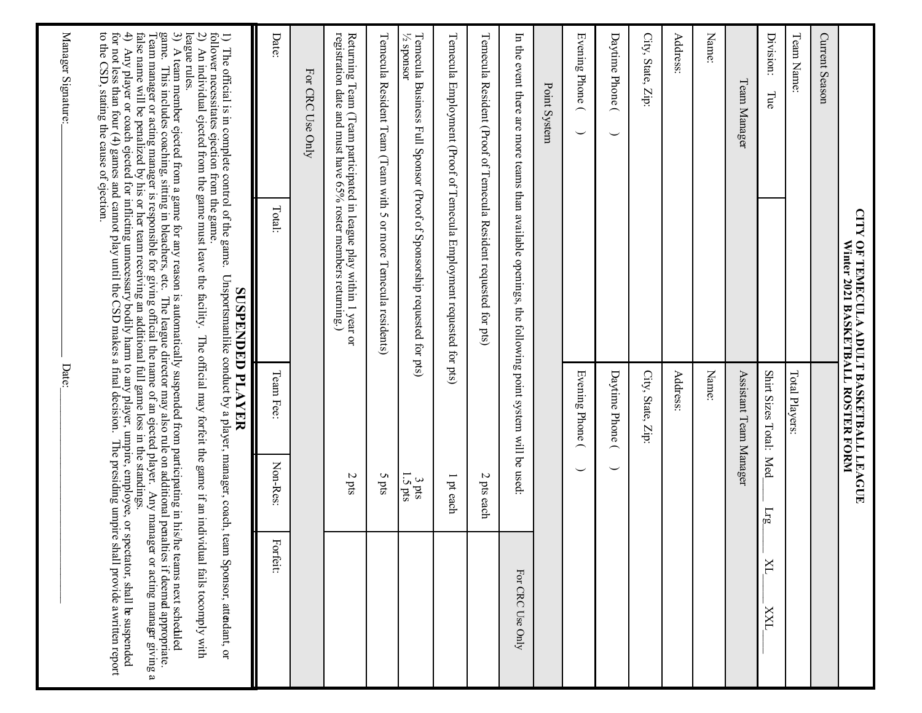# CITY OF TEMECULA ADULT BASKETBALL LEAGUE
## Winter 2021 BASKETBALL ROSTER FORM

| | |
|---|---|
| Current Season | |
| Team Name: | Total Players: |
| Division: Tue | Shirt Sizes Total: Med___ Lrg___ XL___ XXL___ |
| Team Manager | Assistant Team Manager |
| Name: | Name: |
| Address: | Address: |
| City, State, Zip: | City, State, Zip: |
| Daytime Phone ( ) | Daytime Phone ( ) |
| Evening Phone ( ) | Evening Phone ( ) |

| Point System | | For CRC Use Only |
|---|---|---|
| In the event there are more teams than available openings, the following point system will be used: | | |
| Temecula Resident (Proof of Temecula Resident requested for pts) | 2 pts each | |
| Temecula Employment (Proof of Temecula Employment requested for pts) | 1 pt each | |
| Temecula Business Full Sponsor (Proof of Sponsorship requested for pts) ½ sponsor | 3 pts 1.5 pts | |
| Temecula Resident Team (Team with 5 or more Temecula residents) | 5 pts | |
| Returning Team (Team participated in league play within 1 year or registration date and must have 65% roster members returning.) | 2 pts | |

| For CRC Use Only | | | | |
|---|---|---|---|---|
| Date: | Total: | Team Fee: | Non-Res: | Forfeit: |

## SUSPENDED PLAYER

1) The official is in complete control of the game. Unsportsmanlike conduct by a player, manager, coach, team Sponsor, attendant, or follower necessitates ejection from the game.
2) An individual ejected from the game must leave the facility. The official may forfeit the game if an individual fails tocomply with league rules.
3) A team member ejected from a game for any reason is automatically suspended from participating in his/he teams next scheduled game. This includes coaching, sitting in bleachers, etc. The league director may also rule on additional penalties if deemed appropriate. Team manager or acting manager is responsible for giving official the name of an ejected player. Any manager or acting manager giving a false name will be penalized by his or her team receiving an additional full game loss in the standings.
4) Any player or coach ejected for inflicting unnecessary bodily harm to any player, umpire, employee, or spectator, shall be suspended for not less than four (4) games and cannot play until the CSD makes a final decision. The presiding umpire shall provide awritten report to the CSD, stating the cause of ejection.

Manager Signature:_______________________ Date:_______________